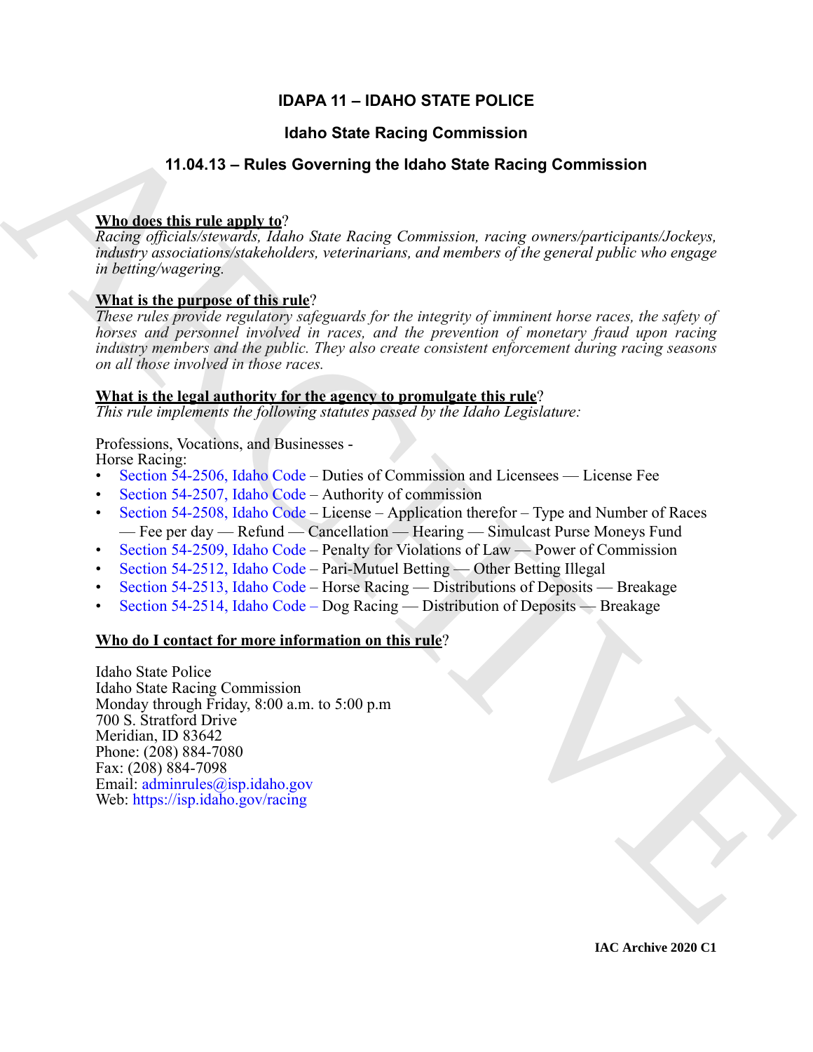# IDAPA 11 – IDAHO STATE POLICE

## Idaho State Racing Commission

## 11.04.13 – Rules Governing the Idaho State Racing Commission

**Who does this rule apply to**?
*Racing officials/stewards, Idaho State Racing Commission, racing owners/participants/Jockeys, industry associations/stakeholders, veterinarians, and members of the general public who engage in betting/wagering.*

**What is the purpose of this rule**?
*These rules provide regulatory safeguards for the integrity of imminent horse races, the safety of horses and personnel involved in races, and the prevention of monetary fraud upon racing industry members and the public. They also create consistent enforcement during racing seasons on all those involved in those races.*

**What is the legal authority for the agency to promulgate this rule**?
*This rule implements the following statutes passed by the Idaho Legislature:*

Professions, Vocations, and Businesses -
Horse Racing:

- Section 54-2506, Idaho Code – Duties of Commission and Licensees — License Fee
- Section 54-2507, Idaho Code – Authority of commission
- Section 54-2508, Idaho Code – License – Application therefor – Type and Number of Races — Fee per day — Refund — Cancellation — Hearing — Simulcast Purse Moneys Fund
- Section 54-2509, Idaho Code – Penalty for Violations of Law — Power of Commission
- Section 54-2512, Idaho Code – Pari-Mutuel Betting — Other Betting Illegal
- Section 54-2513, Idaho Code – Horse Racing — Distributions of Deposits — Breakage
- Section 54-2514, Idaho Code – Dog Racing — Distribution of Deposits — Breakage

**Who do I contact for more information on this rule**?

Idaho State Police
Idaho State Racing Commission
Monday through Friday, 8:00 a.m. to 5:00 p.m
700 S. Stratford Drive
Meridian, ID 83642
Phone: (208) 884-7080
Fax: (208) 884-7098
Email: adminrules@isp.idaho.gov
Web: https://isp.idaho.gov/racing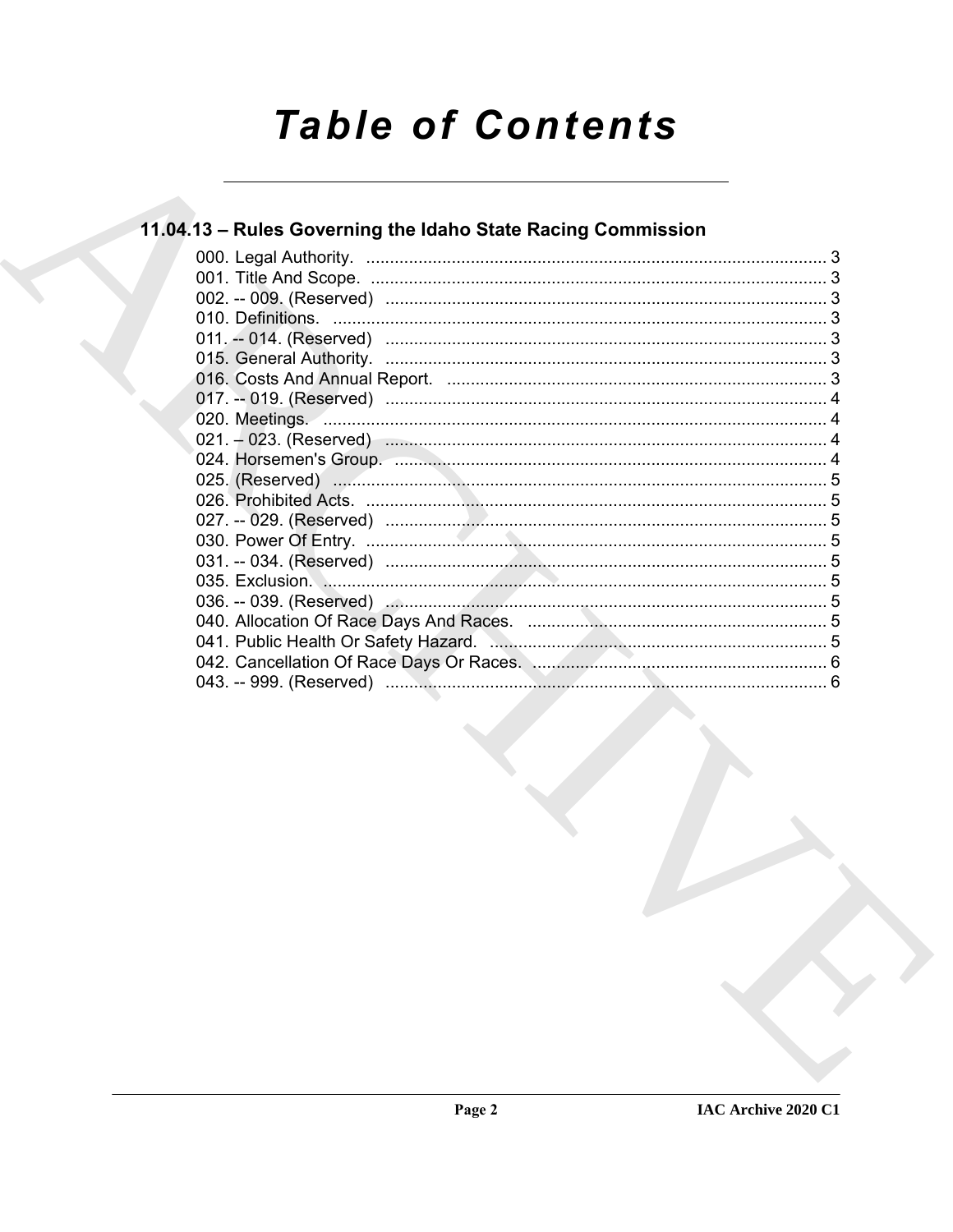# Table of Contents

## 11.04.13 – Rules Governing the Idaho State Racing Commission

000. Legal Authority. ..... 3
001. Title And Scope. ..... 3
002. -- 009. (Reserved) ..... 3
010. Definitions. ..... 3
011. -- 014. (Reserved) ..... 3
015. General Authority. ..... 3
016. Costs And Annual Report. ..... 3
017. -- 019. (Reserved) ..... 4
020. Meetings. ..... 4
021. – 023. (Reserved) ..... 4
024. Horsemen's Group. ..... 4
025. (Reserved) ..... 5
026. Prohibited Acts. ..... 5
027. -- 029. (Reserved) ..... 5
030. Power Of Entry. ..... 5
031. -- 034. (Reserved) ..... 5
035. Exclusion. ..... 5
036. -- 039. (Reserved) ..... 5
040. Allocation Of Race Days And Races. ..... 5
041. Public Health Or Safety Hazard. ..... 5
042. Cancellation Of Race Days Or Races. ..... 6
043. -- 999. (Reserved) ..... 6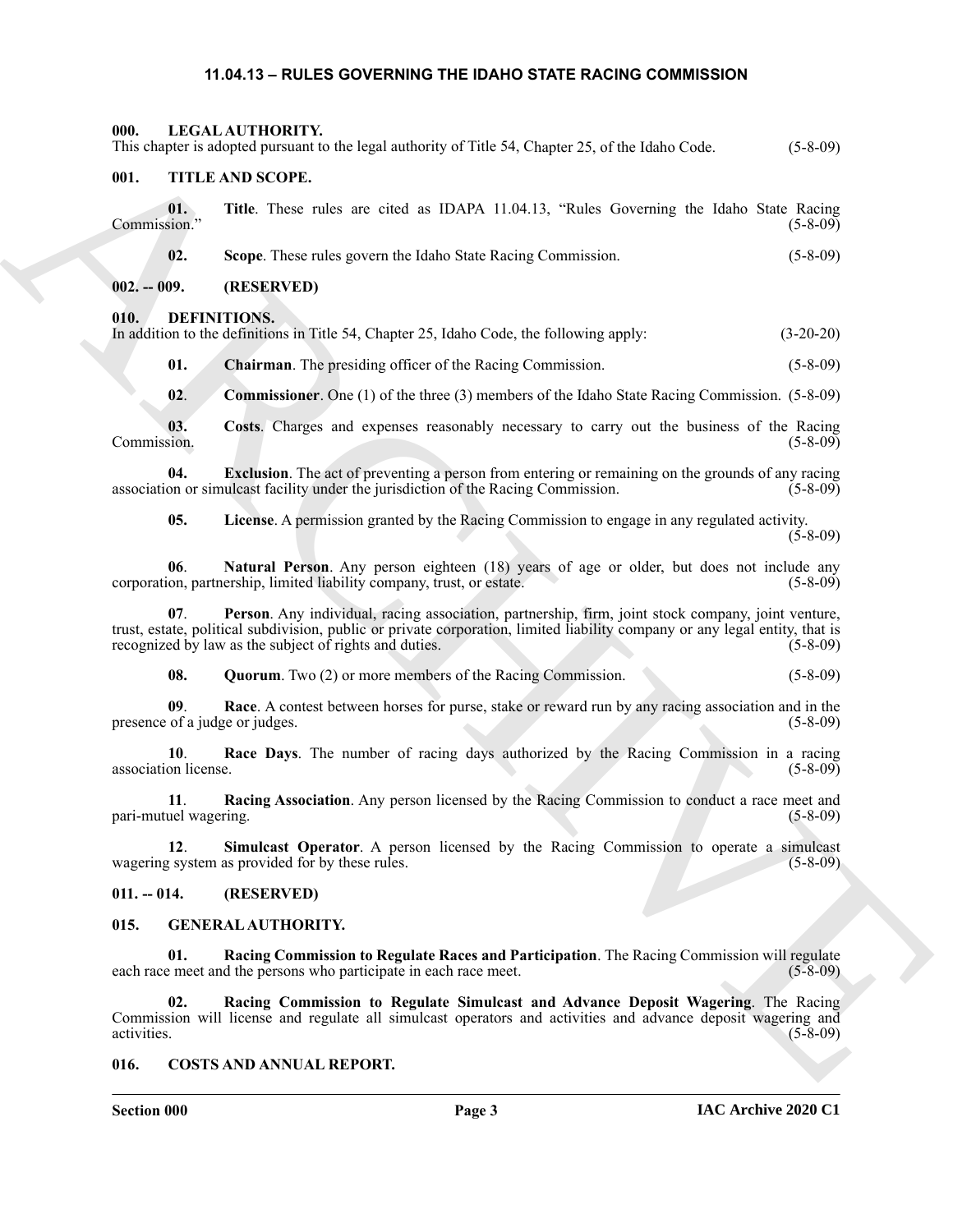## 11.04.13 – RULES GOVERNING THE IDAHO STATE RACING COMMISSION

### 000. LEGAL AUTHORITY.

This chapter is adopted pursuant to the legal authority of Title 54, Chapter 25, of the Idaho Code. (5-8-09)

### 001. TITLE AND SCOPE.

**01. Title**. These rules are cited as IDAPA 11.04.13, "Rules Governing the Idaho State Racing Commission." (5-8-09)

**02. Scope**. These rules govern the Idaho State Racing Commission. (5-8-09)

### 002. -- 009. (RESERVED)

### 010. DEFINITIONS.

In addition to the definitions in Title 54, Chapter 25, Idaho Code, the following apply: (3-20-20)

**01. Chairman**. The presiding officer of the Racing Commission. (5-8-09)

**02**. **Commissioner**. One (1) of the three (3) members of the Idaho State Racing Commission. (5-8-09)

**03. Costs**. Charges and expenses reasonably necessary to carry out the business of the Racing Commission. (5-8-09)

**04. Exclusion**. The act of preventing a person from entering or remaining on the grounds of any racing association or simulcast facility under the jurisdiction of the Racing Commission. (5-8-09)

**05. License**. A permission granted by the Racing Commission to engage in any regulated activity. (5-8-09)

**06**. **Natural Person**. Any person eighteen (18) years of age or older, but does not include any corporation, partnership, limited liability company, trust, or estate. (5-8-09)

**07**. **Person**. Any individual, racing association, partnership, firm, joint stock company, joint venture, trust, estate, political subdivision, public or private corporation, limited liability company or any legal entity, that is recognized by law as the subject of rights and duties. (5-8-09)

**08. Quorum**. Two (2) or more members of the Racing Commission. (5-8-09)

**09**. **Race**. A contest between horses for purse, stake or reward run by any racing association and in the presence of a judge or judges. (5-8-09)

**10**. **Race Days**. The number of racing days authorized by the Racing Commission in a racing association license. (5-8-09)

**11**. **Racing Association**. Any person licensed by the Racing Commission to conduct a race meet and pari-mutuel wagering. (5-8-09)

**12**. **Simulcast Operator**. A person licensed by the Racing Commission to operate a simulcast wagering system as provided for by these rules. (5-8-09)

### 011. -- 014. (RESERVED)

### 015. GENERAL AUTHORITY.

**01. Racing Commission to Regulate Races and Participation**. The Racing Commission will regulate each race meet and the persons who participate in each race meet. (5-8-09)

**02. Racing Commission to Regulate Simulcast and Advance Deposit Wagering**. The Racing Commission will license and regulate all simulcast operators and activities and advance deposit wagering and activities. (5-8-09)

### 016. COSTS AND ANNUAL REPORT.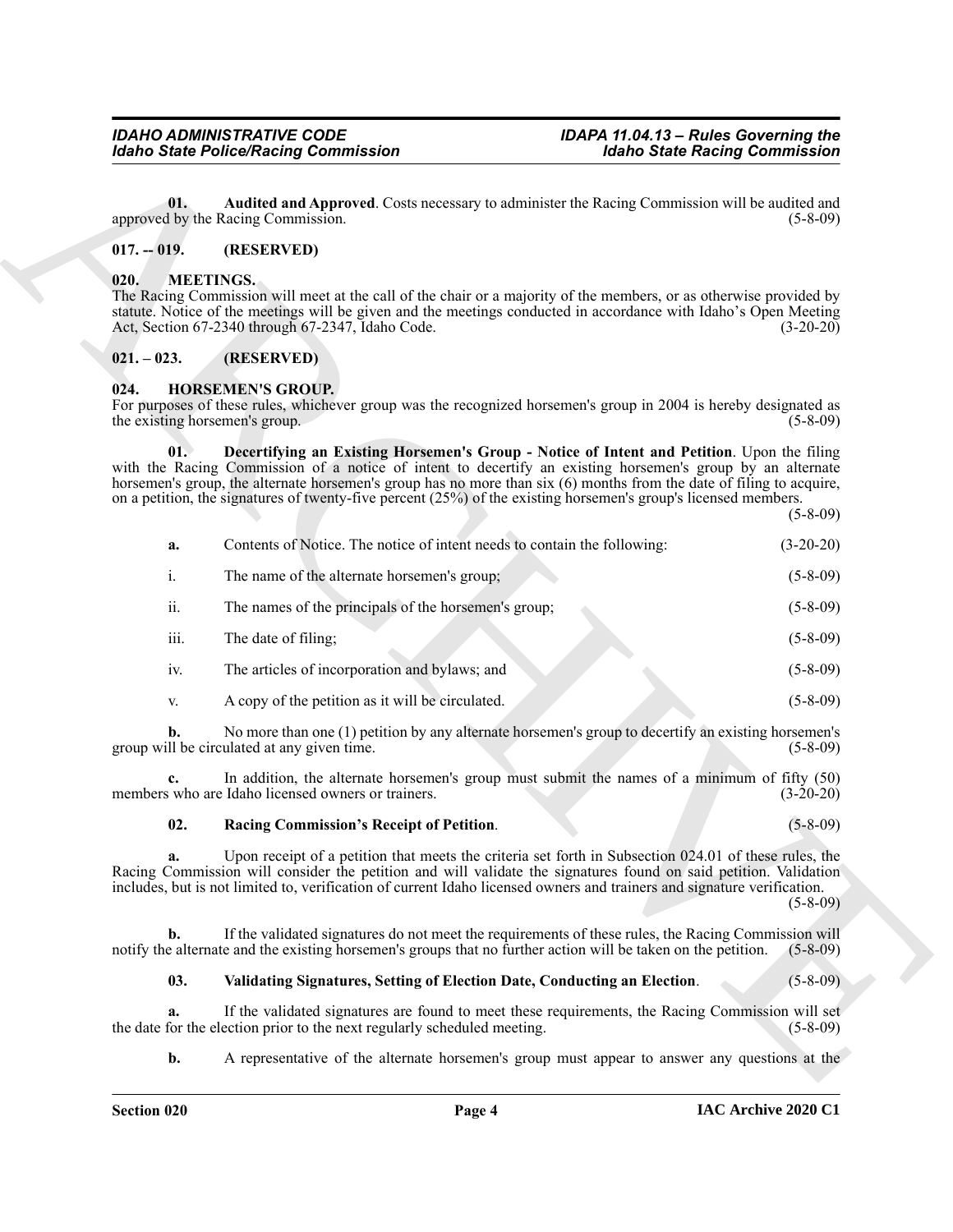**01. Audited and Approved**. Costs necessary to administer the Racing Commission will be audited and approved by the Racing Commission. (5-8-09)

## 017. -- 019. (RESERVED)

## 020. MEETINGS.

The Racing Commission will meet at the call of the chair or a majority of the members, or as otherwise provided by statute. Notice of the meetings will be given and the meetings conducted in accordance with Idaho's Open Meeting Act, Section 67-2340 through 67-2347, Idaho Code. (3-20-20)

## 021. – 023. (RESERVED)

## 024. HORSEMEN'S GROUP.

For purposes of these rules, whichever group was the recognized horsemen's group in 2004 is hereby designated as the existing horsemen's group. (5-8-09)

**01. Decertifying an Existing Horsemen's Group - Notice of Intent and Petition**. Upon the filing with the Racing Commission of a notice of intent to decertify an existing horsemen's group by an alternate horsemen's group, the alternate horsemen's group has no more than six (6) months from the date of filing to acquire, on a petition, the signatures of twenty-five percent (25%) of the existing horsemen's group's licensed members. (5-8-09)

**a.** Contents of Notice. The notice of intent needs to contain the following: (3-20-20)

i. The name of the alternate horsemen's group; (5-8-09)

ii. The names of the principals of the horsemen's group; (5-8-09)

iii. The date of filing; (5-8-09)

iv. The articles of incorporation and bylaws; and (5-8-09)

v. A copy of the petition as it will be circulated. (5-8-09)

**b.** No more than one (1) petition by any alternate horsemen's group to decertify an existing horsemen's group will be circulated at any given time. (5-8-09)

**c.** In addition, the alternate horsemen's group must submit the names of a minimum of fifty (50) members who are Idaho licensed owners or trainers. (3-20-20)

**02. Racing Commission's Receipt of Petition**. (5-8-09)

**a.** Upon receipt of a petition that meets the criteria set forth in Subsection 024.01 of these rules, the Racing Commission will consider the petition and will validate the signatures found on said petition. Validation includes, but is not limited to, verification of current Idaho licensed owners and trainers and signature verification. (5-8-09)

**b.** If the validated signatures do not meet the requirements of these rules, the Racing Commission will notify the alternate and the existing horsemen's groups that no further action will be taken on the petition. (5-8-09)

**03. Validating Signatures, Setting of Election Date, Conducting an Election**. (5-8-09)

**a.** If the validated signatures are found to meet these requirements, the Racing Commission will set the date for the election prior to the next regularly scheduled meeting. (5-8-09)

**b.** A representative of the alternate horsemen's group must appear to answer any questions at the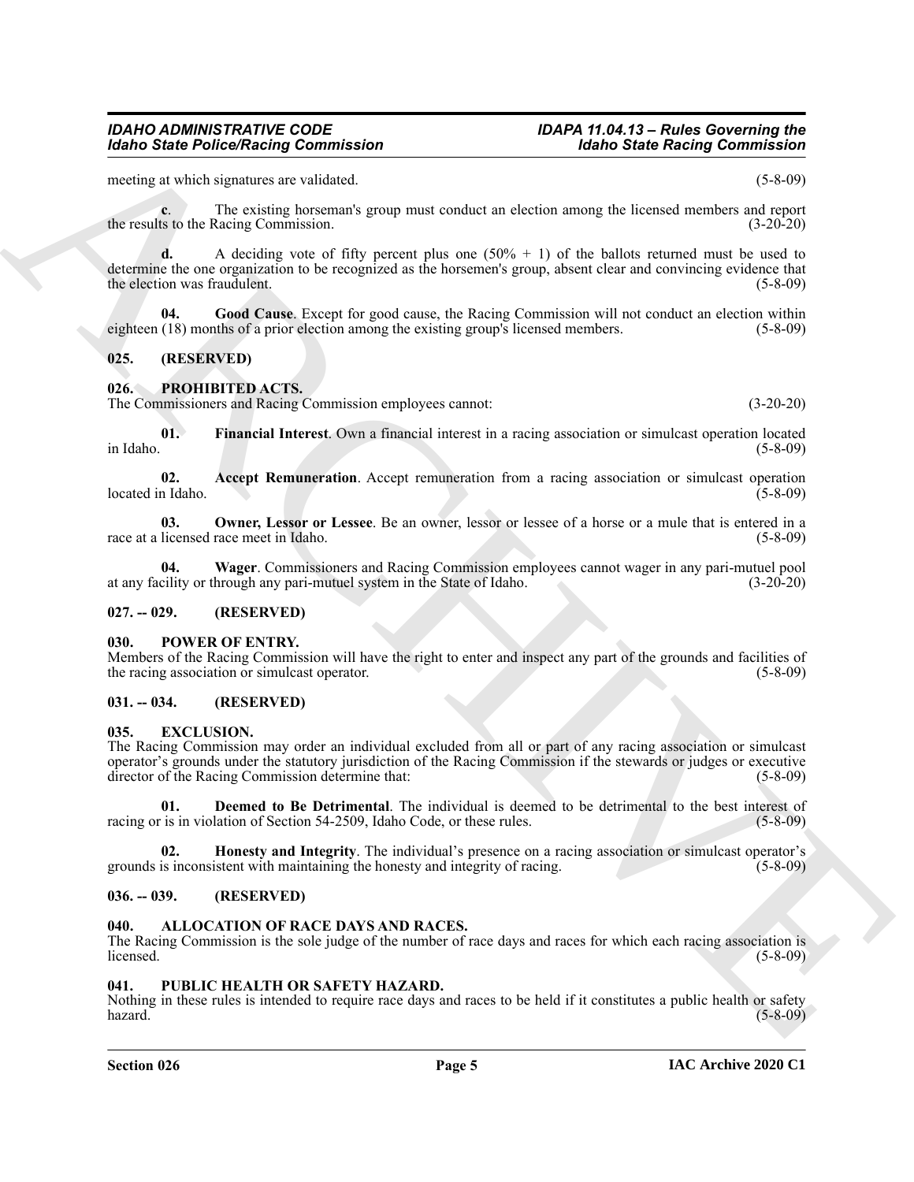meeting at which signatures are validated. (5-8-09)

**c**. The existing horseman's group must conduct an election among the licensed members and report the results to the Racing Commission. (3-20-20)

**d.** A deciding vote of fifty percent plus one (50% + 1) of the ballots returned must be used to determine the one organization to be recognized as the horsemen's group, absent clear and convincing evidence that the election was fraudulent. (5-8-09)

**04. Good Cause**. Except for good cause, the Racing Commission will not conduct an election within eighteen (18) months of a prior election among the existing group's licensed members. (5-8-09)

## 025. (RESERVED)

## 026. PROHIBITED ACTS.

The Commissioners and Racing Commission employees cannot: (3-20-20)

**01. Financial Interest**. Own a financial interest in a racing association or simulcast operation located in Idaho. (5-8-09)

**02. Accept Remuneration**. Accept remuneration from a racing association or simulcast operation located in Idaho. (5-8-09)

**03. Owner, Lessor or Lessee**. Be an owner, lessor or lessee of a horse or a mule that is entered in a race at a licensed race meet in Idaho. (5-8-09)

**04. Wager**. Commissioners and Racing Commission employees cannot wager in any pari-mutuel pool at any facility or through any pari-mutuel system in the State of Idaho. (3-20-20)

## 027. -- 029. (RESERVED)

## 030. POWER OF ENTRY.

Members of the Racing Commission will have the right to enter and inspect any part of the grounds and facilities of the racing association or simulcast operator. (5-8-09)

## 031. -- 034. (RESERVED)

## 035. EXCLUSION.

The Racing Commission may order an individual excluded from all or part of any racing association or simulcast operator's grounds under the statutory jurisdiction of the Racing Commission if the stewards or judges or executive director of the Racing Commission determine that: (5-8-09)

**01. Deemed to Be Detrimental**. The individual is deemed to be detrimental to the best interest of racing or is in violation of Section 54-2509, Idaho Code, or these rules. (5-8-09)

**02. Honesty and Integrity**. The individual's presence on a racing association or simulcast operator's grounds is inconsistent with maintaining the honesty and integrity of racing. (5-8-09)

## 036. -- 039. (RESERVED)

## 040. ALLOCATION OF RACE DAYS AND RACES.

The Racing Commission is the sole judge of the number of race days and races for which each racing association is licensed. (5-8-09)

## 041. PUBLIC HEALTH OR SAFETY HAZARD.

Nothing in these rules is intended to require race days and races to be held if it constitutes a public health or safety hazard. (5-8-09)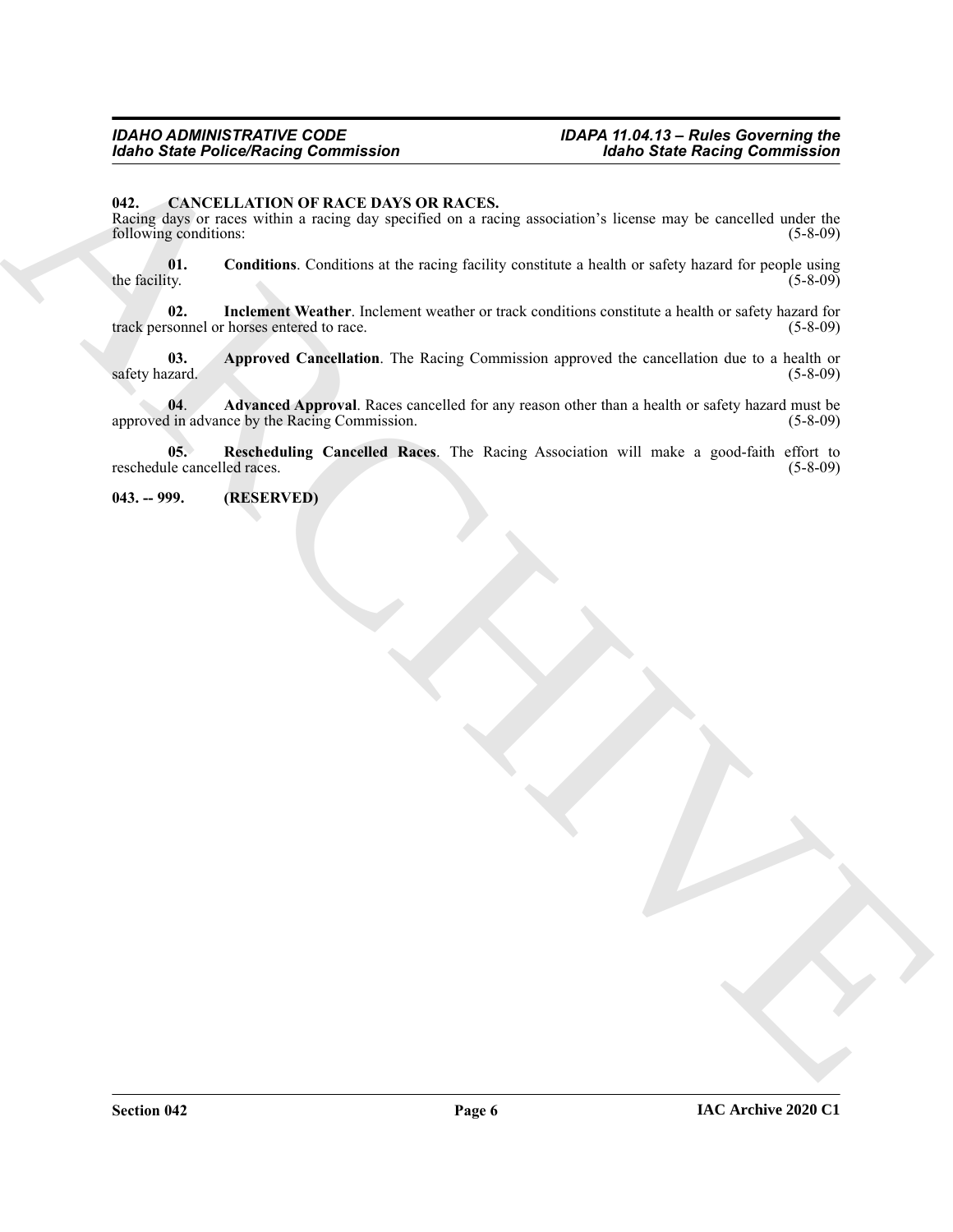**042. CANCELLATION OF RACE DAYS OR RACES.**

Racing days or races within a racing day specified on a racing association's license may be cancelled under the following conditions: (5-8-09)

**01. Conditions**. Conditions at the racing facility constitute a health or safety hazard for people using the facility. (5-8-09)

**02. Inclement Weather**. Inclement weather or track conditions constitute a health or safety hazard for track personnel or horses entered to race. (5-8-09)

**03. Approved Cancellation**. The Racing Commission approved the cancellation due to a health or safety hazard. (5-8-09)

**04**. **Advanced Approval**. Races cancelled for any reason other than a health or safety hazard must be approved in advance by the Racing Commission. (5-8-09)

**05. Rescheduling Cancelled Races**. The Racing Association will make a good-faith effort to reschedule cancelled races. (5-8-09)

**043. -- 999. (RESERVED)**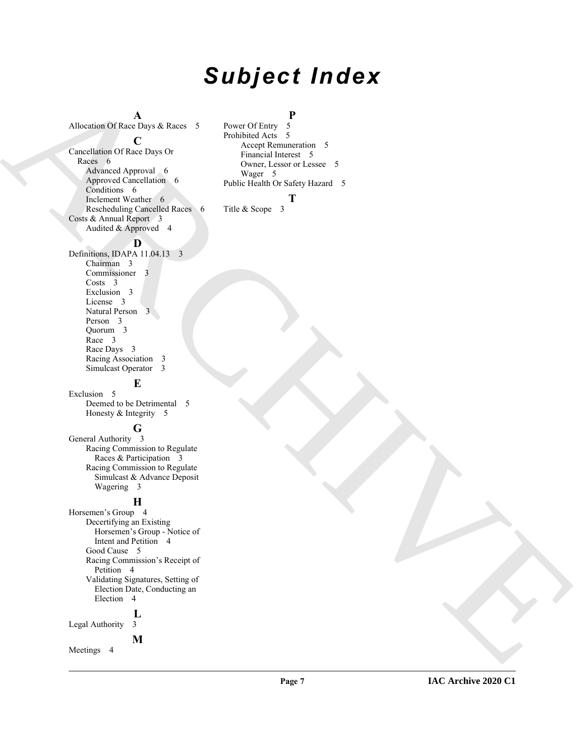# *Subject Index*

**A**

Allocation Of Race Days & Races 5

**C**

Cancellation Of Race Days Or Races 6
- Advanced Approval 6
- Approved Cancellation 6
- Conditions 6
- Inclement Weather 6
- Rescheduling Cancelled Races 6

Costs & Annual Report 3
- Audited & Approved 4

**D**

Definitions, IDAPA 11.04.13 3
- Chairman 3
- Commissioner 3
- Costs 3
- Exclusion 3
- License 3
- Natural Person 3
- Person 3
- Quorum 3
- Race 3
- Race Days 3
- Racing Association 3
- Simulcast Operator 3

**E**

Exclusion 5
- Deemed to be Detrimental 5
- Honesty & Integrity 5

**G**

General Authority 3
- Racing Commission to Regulate Races & Participation 3
- Racing Commission to Regulate Simulcast & Advance Deposit Wagering 3

**H**

Horsemen's Group 4
- Decertifying an Existing Horsemen's Group - Notice of Intent and Petition 4
- Good Cause 5
- Racing Commission's Receipt of Petition 4
- Validating Signatures, Setting of Election Date, Conducting an Election 4

**L**

Legal Authority 3

**M**

Meetings 4

**P**

Power Of Entry 5

Prohibited Acts 5
- Accept Remuneration 5
- Financial Interest 5
- Owner, Lessor or Lessee 5
- Wager 5

Public Health Or Safety Hazard 5

**T**

Title & Scope 3